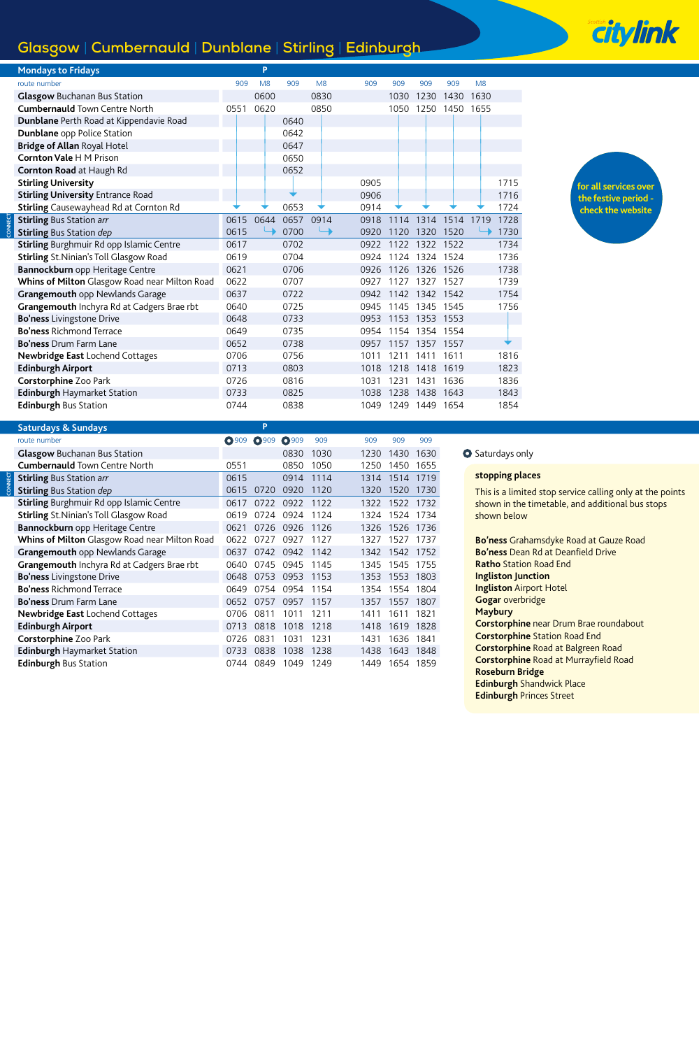# Glasgow | Cumbernauld | Dunblane | Stirling | Edinburgh

citylink

**for all services over the festive period - check the website**

## Mondays to Fridays

| route number | 909 | M8 P | 909 | M8 | 909 | 909 | 909 | 909 | M8 | |
|---|---|---|---|---|---|---|---|---|---|---|
| **Glasgow** Buchanan Bus Station | | 0600 | | 0830 | | 1030 | 1230 | 1430 | 1630 | |
| **Cumbernauld** Town Centre North | 0551 | 0620 | | 0850 | | 1050 | 1250 | 1450 | 1655 | |
| **Dunblane** Perth Road at Kippendavie Road | | | 0640 | | | | | | | |
| **Dunblane** opp Police Station | | | 0642 | | | | | | | |
| **Bridge of Allan** Royal Hotel | | | 0647 | | | | | | | |
| **Cornton Vale** H M Prison | | | 0650 | | | | | | | |
| **Cornton Road** at Haugh Rd | | | 0652 | | | | | | | |
| **Stirling University** | | | | | 0905 | | | | | 1715 |
| **Stirling University** Entrance Road | | | ↓ | | 0906 | | | | | 1716 |
| **Stirling** Causewayhead Rd at Cornton Rd | ↓ | ↓ | 0653 | ↓ | 0914 | ↓ | ↓ | ↓ | ↓ | 1724 |
| CONNECT **Stirling** Bus Station *arr* | 0615 | 0644 | 0657 | 0914 | 0918 | 1114 | 1314 | 1514 | 1719 | 1728 |
| **Stirling** Bus Station *dep* | 0615 | ↪ | 0700 | ↪ | 0920 | 1120 | 1320 | 1520 | ↪ | 1730 |
| **Stirling** Burghmuir Rd opp Islamic Centre | 0617 | | 0702 | | 0922 | 1122 | 1322 | 1522 | | 1734 |
| **Stirling** St.Ninian's Toll Glasgow Road | 0619 | | 0704 | | 0924 | 1124 | 1324 | 1524 | | 1736 |
| **Bannockburn** opp Heritage Centre | 0621 | | 0706 | | 0926 | 1126 | 1326 | 1526 | | 1738 |
| **Whins of Milton** Glasgow Road near Milton Road | 0622 | | 0707 | | 0927 | 1127 | 1327 | 1527 | | 1739 |
| **Grangemouth** opp Newlands Garage | 0637 | | 0722 | | 0942 | 1142 | 1342 | 1542 | | 1754 |
| **Grangemouth** Inchyra Rd at Cadgers Brae rbt | 0640 | | 0725 | | 0945 | 1145 | 1345 | 1545 | | 1756 |
| **Bo'ness** Livingstone Drive | 0648 | | 0733 | | 0953 | 1153 | 1353 | 1553 | | |
| **Bo'ness** Richmond Terrace | 0649 | | 0735 | | 0954 | 1154 | 1354 | 1554 | | |
| **Bo'ness** Drum Farm Lane | 0652 | | 0738 | | 0957 | 1157 | 1357 | 1557 | | ↓ |
| **Newbridge East** Lochend Cottages | 0706 | | 0756 | | 1011 | 1211 | 1411 | 1611 | | 1816 |
| **Edinburgh Airport** | 0713 | | 0803 | | 1018 | 1218 | 1418 | 1619 | | 1823 |
| **Corstorphine** Zoo Park | 0726 | | 0816 | | 1031 | 1231 | 1431 | 1636 | | 1836 |
| **Edinburgh** Haymarket Station | 0733 | | 0825 | | 1038 | 1238 | 1438 | 1643 | | 1843 |
| **Edinburgh** Bus Station | 0744 | | 0838 | | 1049 | 1249 | 1449 | 1654 | | 1854 |

## Saturdays & Sundays

| route number | ● 909 | ● 909 P | ● 909 | 909 | 909 | 909 | 909 |
|---|---|---|---|---|---|---|---|
| **Glasgow** Buchanan Bus Station | | | 0830 | 1030 | 1230 | 1430 | 1630 |
| **Cumbernauld** Town Centre North | 0551 | | 0850 | 1050 | 1250 | 1450 | 1655 |
| CONNECT **Stirling** Bus Station *arr* | 0615 | | 0914 | 1114 | 1314 | 1514 | 1719 |
| **Stirling** Bus Station *dep* | 0615 | 0720 | 0920 | 1120 | 1320 | 1520 | 1730 |
| **Stirling** Burghmuir Rd opp Islamic Centre | 0617 | 0722 | 0922 | 1122 | 1322 | 1522 | 1732 |
| **Stirling** St.Ninian's Toll Glasgow Road | 0619 | 0724 | 0924 | 1124 | 1324 | 1524 | 1734 |
| **Bannockburn** opp Heritage Centre | 0621 | 0726 | 0926 | 1126 | 1326 | 1526 | 1736 |
| **Whins of Milton** Glasgow Road near Milton Road | 0622 | 0727 | 0927 | 1127 | 1327 | 1527 | 1737 |
| **Grangemouth** opp Newlands Garage | 0637 | 0742 | 0942 | 1142 | 1342 | 1542 | 1752 |
| **Grangemouth** Inchyra Rd at Cadgers Brae rbt | 0640 | 0745 | 0945 | 1145 | 1345 | 1545 | 1755 |
| **Bo'ness** Livingstone Drive | 0648 | 0753 | 0953 | 1153 | 1353 | 1553 | 1803 |
| **Bo'ness** Richmond Terrace | 0649 | 0754 | 0954 | 1154 | 1354 | 1554 | 1804 |
| **Bo'ness** Drum Farm Lane | 0652 | 0757 | 0957 | 1157 | 1357 | 1557 | 1807 |
| **Newbridge East** Lochend Cottages | 0706 | 0811 | 1011 | 1211 | 1411 | 1611 | 1821 |
| **Edinburgh Airport** | 0713 | 0818 | 1018 | 1218 | 1418 | 1619 | 1828 |
| **Corstorphine** Zoo Park | 0726 | 0831 | 1031 | 1231 | 1431 | 1636 | 1841 |
| **Edinburgh** Haymarket Station | 0733 | 0838 | 1038 | 1238 | 1438 | 1643 | 1848 |
| **Edinburgh** Bus Station | 0744 | 0849 | 1049 | 1249 | 1449 | 1654 | 1859 |

● Saturdays only

### stopping places

This is a limited stop service calling only at the points shown in the timetable, and additional bus stops shown below

**Bo'ness** Grahamsdyke Road at Gauze Road
**Bo'ness** Dean Rd at Deanfield Drive
**Ratho** Station Road End
**Ingliston Junction**
**Ingliston** Airport Hotel
**Gogar** overbridge
**Maybury**
**Corstorphine** near Drum Brae roundabout
**Corstorphine** Station Road End
**Corstorphine** Road at Balgreen Road
**Corstorphine** Road at Murrayfield Road
**Roseburn Bridge**
**Edinburgh** Shandwick Place
**Edinburgh** Princes Street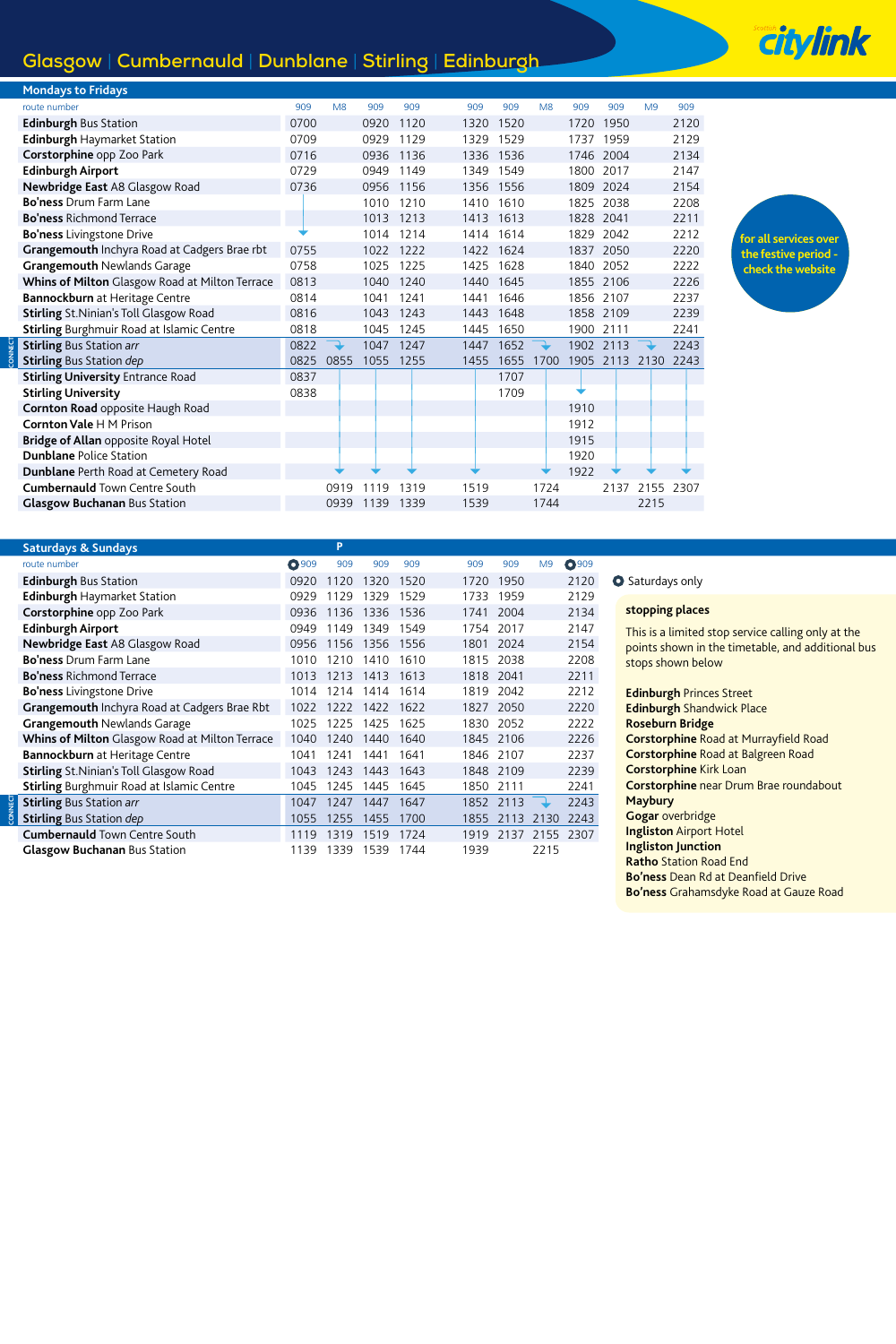# Glasgow | Cumbernauld | Dunblane | Stirling | Edinburgh

**citylink**

**for all services over the festive period - check the website**

## Mondays to Fridays

| route number | 909 | M8 | 909 | 909 | 909 | 909 | M8 | 909 | 909 | M9 | 909 |
|---|---|---|---|---|---|---|---|---|---|---|---|
| **Edinburgh** Bus Station | 0700 | | 0920 | 1120 | 1320 | 1520 | | 1720 | 1950 | | 2120 |
| **Edinburgh** Haymarket Station | 0709 | | 0929 | 1129 | 1329 | 1529 | | 1737 | 1959 | | 2129 |
| **Corstorphine** opp Zoo Park | 0716 | | 0936 | 1136 | 1336 | 1536 | | 1746 | 2004 | | 2134 |
| **Edinburgh Airport** | 0729 | | 0949 | 1149 | 1349 | 1549 | | 1800 | 2017 | | 2147 |
| **Newbridge East** A8 Glasgow Road | 0736 | | 0956 | 1156 | 1356 | 1556 | | 1809 | 2024 | | 2154 |
| **Bo'ness** Drum Farm Lane | | | 1010 | 1210 | 1410 | 1610 | | 1825 | 2038 | | 2208 |
| **Bo'ness** Richmond Terrace | | | 1013 | 1213 | 1413 | 1613 | | 1828 | 2041 | | 2211 |
| **Bo'ness** Livingstone Drive | ↓ | | 1014 | 1214 | 1414 | 1614 | | 1829 | 2042 | | 2212 |
| **Grangemouth** Inchyra Road at Cadgers Brae rbt | 0755 | | 1022 | 1222 | 1422 | 1624 | | 1837 | 2050 | | 2220 |
| **Grangemouth** Newlands Garage | 0758 | | 1025 | 1225 | 1425 | 1628 | | 1840 | 2052 | | 2222 |
| **Whins of Milton** Glasgow Road at Milton Terrace | 0813 | | 1040 | 1240 | 1440 | 1645 | | 1855 | 2106 | | 2226 |
| **Bannockburn** at Heritage Centre | 0814 | | 1041 | 1241 | 1441 | 1646 | | 1856 | 2107 | | 2237 |
| **Stirling** St.Ninian's Toll Glasgow Road | 0816 | | 1043 | 1243 | 1443 | 1648 | | 1858 | 2109 | | 2239 |
| **Stirling** Burghmuir Road at Islamic Centre | 0818 | | 1045 | 1245 | 1445 | 1650 | | 1900 | 2111 | | 2241 |
| **Stirling** Bus Station *arr* | 0822 | ↓ | 1047 | 1247 | 1447 | 1652 | ↓ | 1902 | 2113 | ↓ | 2243 |
| **Stirling** Bus Station *dep* | 0825 | 0855 | 1055 | 1255 | 1455 | 1655 | 1700 | 1905 | 2113 | 2130 | 2243 |
| **Stirling University** Entrance Road | 0837 | | | | | 1707 | | | | | |
| **Stirling University** | 0838 | | | | | 1709 | | ↓ | | | |
| **Cornton Road** opposite Haugh Road | | | | | | | | 1910 | | | |
| **Cornton Vale** H M Prison | | | | | | | | 1912 | | | |
| **Bridge of Allan** opposite Royal Hotel | | | | | | | | 1915 | | | |
| **Dunblane** Police Station | | | | | | | | 1920 | | | |
| **Dunblane** Perth Road at Cemetery Road | | ↓ | ↓ | ↓ | ↓ | | ↓ | 1922 | ↓ | ↓ | ↓ |
| **Cumbernauld** Town Centre South | | 0919 | 1119 | 1319 | 1519 | | 1724 | | 2137 | 2155 | 2307 |
| **Glasgow Buchanan** Bus Station | | 0939 | 1139 | 1339 | 1539 | | 1744 | | | 2215 | |

## Saturdays & Sundays

| route number | ● 909 | 909 (P) | 909 | 909 | 909 | 909 | M9 | ● 909 |
|---|---|---|---|---|---|---|---|---|
| **Edinburgh** Bus Station | 0920 | 1120 | 1320 | 1520 | 1720 | 1950 | | 2120 |
| **Edinburgh** Haymarket Station | 0929 | 1129 | 1329 | 1529 | 1733 | 1959 | | 2129 |
| **Corstorphine** opp Zoo Park | 0936 | 1136 | 1336 | 1536 | 1741 | 2004 | | 2134 |
| **Edinburgh Airport** | 0949 | 1149 | 1349 | 1549 | 1754 | 2017 | | 2147 |
| **Newbridge East** A8 Glasgow Road | 0956 | 1156 | 1356 | 1556 | 1801 | 2024 | | 2154 |
| **Bo'ness** Drum Farm Lane | 1010 | 1210 | 1410 | 1610 | 1815 | 2038 | | 2208 |
| **Bo'ness** Richmond Terrace | 1013 | 1213 | 1413 | 1613 | 1818 | 2041 | | 2211 |
| **Bo'ness** Livingstone Drive | 1014 | 1214 | 1414 | 1614 | 1819 | 2042 | | 2212 |
| **Grangemouth** Inchyra Road at Cadgers Brae Rbt | 1022 | 1222 | 1422 | 1622 | 1827 | 2050 | | 2220 |
| **Grangemouth** Newlands Garage | 1025 | 1225 | 1425 | 1625 | 1830 | 2052 | | 2222 |
| **Whins of Milton** Glasgow Road at Milton Terrace | 1040 | 1240 | 1440 | 1640 | 1845 | 2106 | | 2226 |
| **Bannockburn** at Heritage Centre | 1041 | 1241 | 1441 | 1641 | 1846 | 2107 | | 2237 |
| **Stirling** St.Ninian's Toll Glasgow Road | 1043 | 1243 | 1443 | 1643 | 1848 | 2109 | | 2239 |
| **Stirling** Burghmuir Road at Islamic Centre | 1045 | 1245 | 1445 | 1645 | 1850 | 2111 | | 2241 |
| **Stirling** Bus Station *arr* | 1047 | 1247 | 1447 | 1647 | 1852 | 2113 | ↓ | 2243 |
| **Stirling** Bus Station *dep* | 1055 | 1255 | 1455 | 1700 | 1855 | 2113 | 2130 | 2243 |
| **Cumbernauld** Town Centre South | 1119 | 1319 | 1519 | 1724 | 1919 | 2137 | 2155 | 2307 |
| **Glasgow Buchanan** Bus Station | 1139 | 1339 | 1539 | 1744 | 1939 | | 2215 | |

● Saturdays only

**stopping places**

This is a limited stop service calling only at the points shown in the timetable, and additional bus stops shown below

**Edinburgh** Princes Street
**Edinburgh** Shandwick Place
**Roseburn Bridge**
**Corstorphine** Road at Murrayfield Road
**Corstorphine** Road at Balgreen Road
**Corstorphine** Kirk Loan
**Corstorphine** near Drum Brae roundabout
**Maybury**
**Gogar** overbridge
**Ingliston** Airport Hotel
**Ingliston Junction**
**Ratho** Station Road End
**Bo'ness** Dean Rd at Deanfield Drive
**Bo'ness** Grahamsdyke Road at Gauze Road